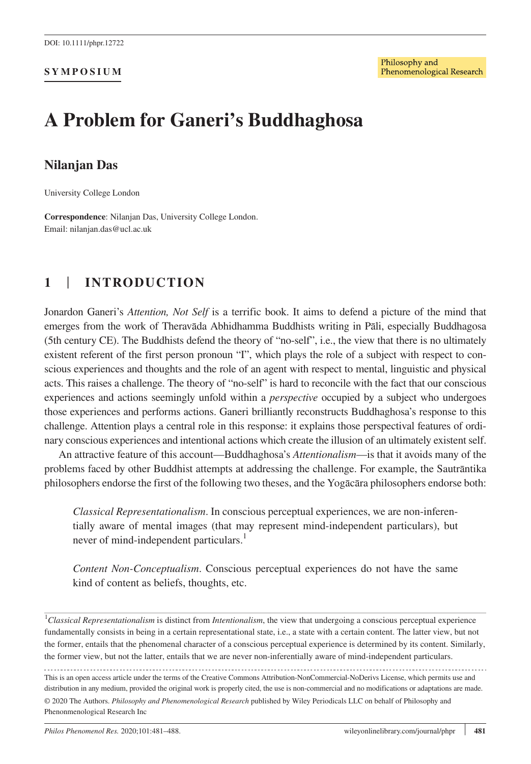DOI: 10.1111/phpr.12722

**SYMPOSIUM**

Philosophy and Phenomenological Research

# A Problem for Ganeri's Buddhaghosa

**Nilanjan Das**

University College London

**Correspondence**: Nilanjan Das, University College London.
Email: nilanjan.das@ucl.ac.uk

## 1 | INTRODUCTION

Jonardon Ganeri's *Attention, Not Self* is a terrific book. It aims to defend a picture of the mind that emerges from the work of Theravāda Abhidhamma Buddhists writing in Pāli, especially Buddhagosa (5th century CE). The Buddhists defend the theory of "no-self", i.e., the view that there is no ultimately existent referent of the first person pronoun "I", which plays the role of a subject with respect to conscious experiences and thoughts and the role of an agent with respect to mental, linguistic and physical acts. This raises a challenge. The theory of "no-self" is hard to reconcile with the fact that our conscious experiences and actions seemingly unfold within a *perspective* occupied by a subject who undergoes those experiences and performs actions. Ganeri brilliantly reconstructs Buddhaghosa's response to this challenge. Attention plays a central role in this response: it explains those perspectival features of ordinary conscious experiences and intentional actions which create the illusion of an ultimately existent self.

An attractive feature of this account—Buddhaghosa's *Attentionalism*—is that it avoids many of the problems faced by other Buddhist attempts at addressing the challenge. For example, the Sautrāntika philosophers endorse the first of the following two theses, and the Yogācāra philosophers endorse both:

> *Classical Representationalism*. In conscious perceptual experiences, we are non-inferentially aware of mental images (that may represent mind-independent particulars), but never of mind-independent particulars.[1]

> *Content Non-Conceptualism*. Conscious perceptual experiences do not have the same kind of content as beliefs, thoughts, etc.

[1] *Classical Representationalism* is distinct from *Intentionalism*, the view that undergoing a conscious perceptual experience fundamentally consists in being in a certain representational state, i.e., a state with a certain content. The latter view, but not the former, entails that the phenomenal character of a conscious perceptual experience is determined by its content. Similarly, the former view, but not the latter, entails that we are never non-inferentially aware of mind-independent particulars.

This is an open access article under the terms of the Creative Commons Attribution-NonCommercial-NoDerivs License, which permits use and distribution in any medium, provided the original work is properly cited, the use is non-commercial and no modifications or adaptations are made.
© 2020 The Authors. *Philosophy and Phenomenological Research* published by Wiley Periodicals LLC on behalf of Philosophy and Phenonmenological Research Inc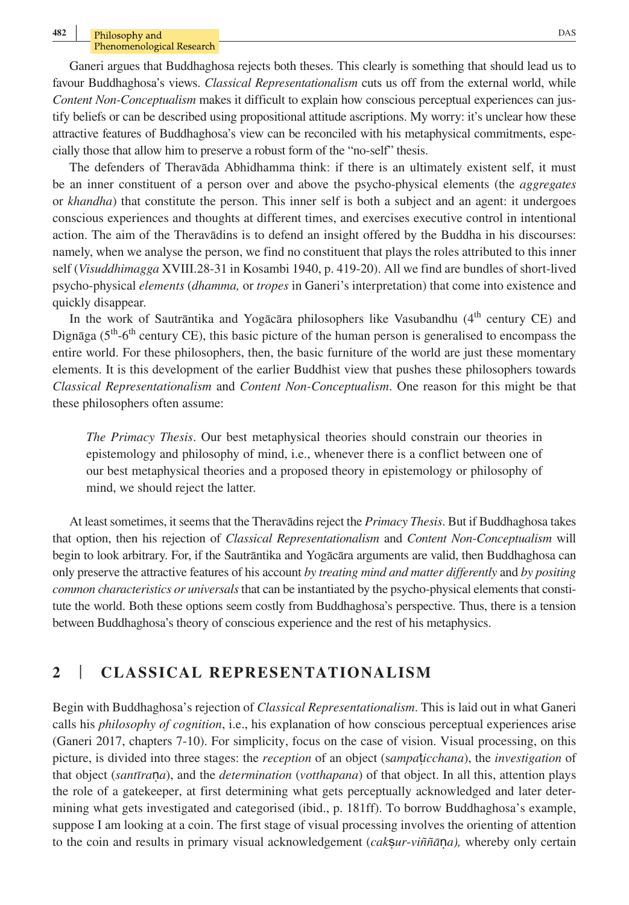Ganeri argues that Buddhaghosa rejects both theses. This clearly is something that should lead us to favour Buddhaghosa's views. *Classical Representationalism* cuts us off from the external world, while *Content Non-Conceptualism* makes it difficult to explain how conscious perceptual experiences can justify beliefs or can be described using propositional attitude ascriptions. My worry: it's unclear how these attractive features of Buddhaghosa's view can be reconciled with his metaphysical commitments, especially those that allow him to preserve a robust form of the "no-self" thesis.

The defenders of Theravāda Abhidhamma think: if there is an ultimately existent self, it must be an inner constituent of a person over and above the psycho-physical elements (the *aggregates* or *khandha*) that constitute the person. This inner self is both a subject and an agent: it undergoes conscious experiences and thoughts at different times, and exercises executive control in intentional action. The aim of the Theravādins is to defend an insight offered by the Buddha in his discourses: namely, when we analyse the person, we find no constituent that plays the roles attributed to this inner self (*Visuddhimagga* XVIII.28-31 in Kosambi 1940, p. 419-20). All we find are bundles of short-lived psycho-physical *elements* (*dhamma,* or *tropes* in Ganeri's interpretation) that come into existence and quickly disappear.

In the work of Sautrāntika and Yogācāra philosophers like Vasubandhu (4th century CE) and Dignāga (5th-6th century CE), this basic picture of the human person is generalised to encompass the entire world. For these philosophers, then, the basic furniture of the world are just these momentary elements. It is this development of the earlier Buddhist view that pushes these philosophers towards *Classical Representationalism* and *Content Non-Conceptualism*. One reason for this might be that these philosophers often assume:

> *The Primacy Thesis*. Our best metaphysical theories should constrain our theories in epistemology and philosophy of mind, i.e., whenever there is a conflict between one of our best metaphysical theories and a proposed theory in epistemology or philosophy of mind, we should reject the latter.

At least sometimes, it seems that the Theravādins reject the *Primacy Thesis*. But if Buddhaghosa takes that option, then his rejection of *Classical Representationalism* and *Content Non-Conceptualism* will begin to look arbitrary. For, if the Sautrāntika and Yogācāra arguments are valid, then Buddhaghosa can only preserve the attractive features of his account *by treating mind and matter differently* and *by positing common characteristics or universals* that can be instantiated by the psycho-physical elements that constitute the world. Both these options seem costly from Buddhaghosa's perspective. Thus, there is a tension between Buddhaghosa's theory of conscious experience and the rest of his metaphysics.

## 2 | CLASSICAL REPRESENTATIONALISM

Begin with Buddhaghosa's rejection of *Classical Representationalism*. This is laid out in what Ganeri calls his *philosophy of cognition*, i.e., his explanation of how conscious perceptual experiences arise (Ganeri 2017, chapters 7-10). For simplicity, focus on the case of vision. Visual processing, on this picture, is divided into three stages: the *reception* of an object (*sampaṭicchana*), the *investigation* of that object (*santīraṇa*), and the *determination* (*votthapana*) of that object. In all this, attention plays the role of a gatekeeper, at first determining what gets perceptually acknowledged and later determining what gets investigated and categorised (ibid., p. 181ff). To borrow Buddhaghosa's example, suppose I am looking at a coin. The first stage of visual processing involves the orienting of attention to the coin and results in primary visual acknowledgement (*cakṣur-viññāṇa),* whereby only certain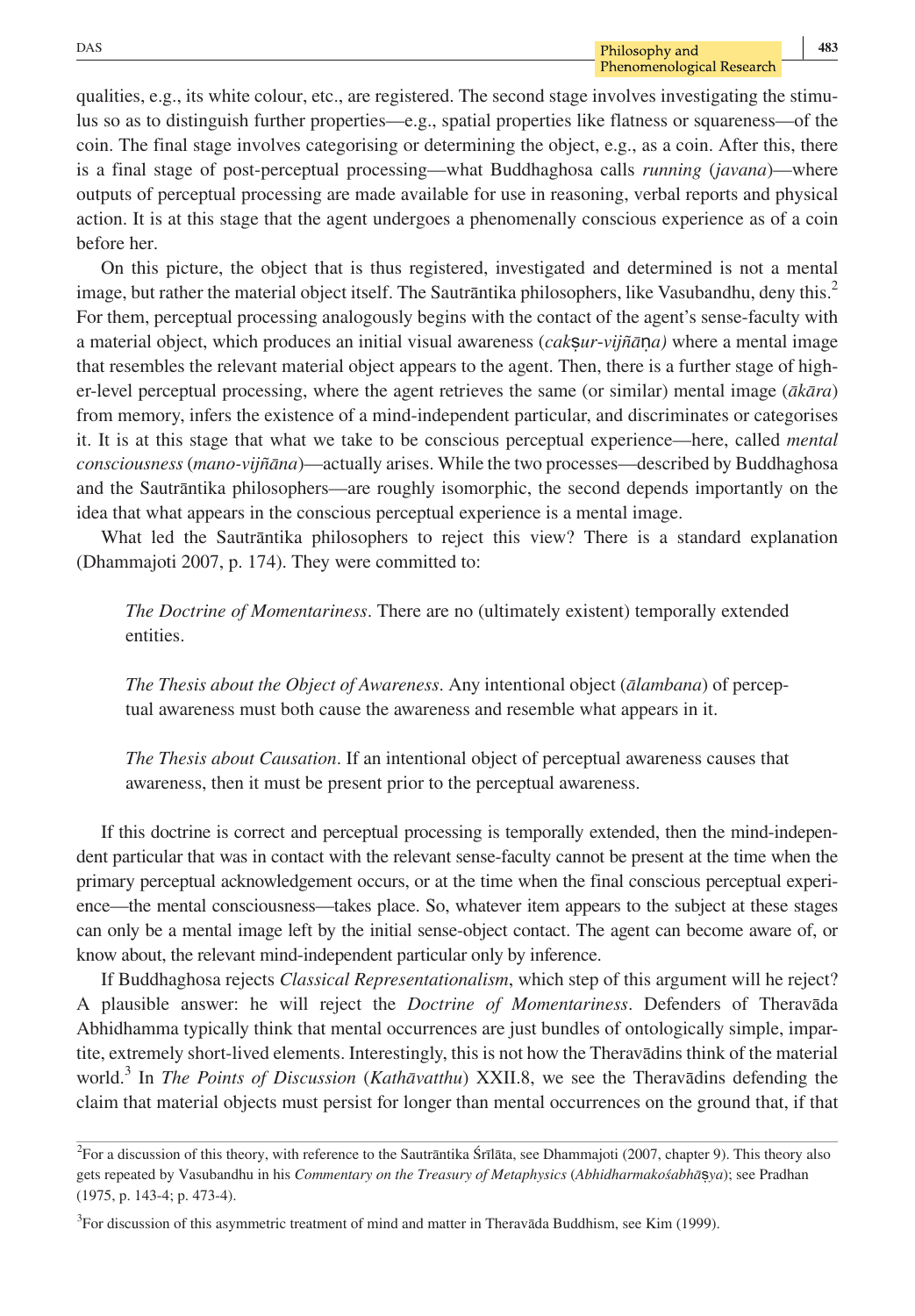qualities, e.g., its white colour, etc., are registered. The second stage involves investigating the stimulus so as to distinguish further properties—e.g., spatial properties like flatness or squareness—of the coin. The final stage involves categorising or determining the object, e.g., as a coin. After this, there is a final stage of post-perceptual processing—what Buddhaghosa calls *running* (*javana*)—where outputs of perceptual processing are made available for use in reasoning, verbal reports and physical action. It is at this stage that the agent undergoes a phenomenally conscious experience as of a coin before her.

On this picture, the object that is thus registered, investigated and determined is not a mental image, but rather the material object itself. The Sautrāntika philosophers, like Vasubandhu, deny this.[2] For them, perceptual processing analogously begins with the contact of the agent's sense-faculty with a material object, which produces an initial visual awareness (*cakṣur-vijñāṇa)* where a mental image that resembles the relevant material object appears to the agent. Then, there is a further stage of higher-level perceptual processing, where the agent retrieves the same (or similar) mental image (*ākāra*) from memory, infers the existence of a mind-independent particular, and discriminates or categorises it. It is at this stage that what we take to be conscious perceptual experience—here, called *mental consciousness* (*mano-vijñāna*)—actually arises. While the two processes—described by Buddhaghosa and the Sautrāntika philosophers—are roughly isomorphic, the second depends importantly on the idea that what appears in the conscious perceptual experience is a mental image.

What led the Sautrāntika philosophers to reject this view? There is a standard explanation (Dhammajoti 2007, p. 174). They were committed to:

> *The Doctrine of Momentariness*. There are no (ultimately existent) temporally extended entities.
>
> *The Thesis about the Object of Awareness*. Any intentional object (*ālambana*) of perceptual awareness must both cause the awareness and resemble what appears in it.
>
> *The Thesis about Causation*. If an intentional object of perceptual awareness causes that awareness, then it must be present prior to the perceptual awareness.

If this doctrine is correct and perceptual processing is temporally extended, then the mind-independent particular that was in contact with the relevant sense-faculty cannot be present at the time when the primary perceptual acknowledgement occurs, or at the time when the final conscious perceptual experience—the mental consciousness—takes place. So, whatever item appears to the subject at these stages can only be a mental image left by the initial sense-object contact. The agent can become aware of, or know about, the relevant mind-independent particular only by inference.

If Buddhaghosa rejects *Classical Representationalism*, which step of this argument will he reject? A plausible answer: he will reject the *Doctrine of Momentariness*. Defenders of Theravāda Abhidhamma typically think that mental occurrences are just bundles of ontologically simple, impartite, extremely short-lived elements. Interestingly, this is not how the Theravādins think of the material world.[3] In *The Points of Discussion* (*Kathāvatthu*) XXII.8, we see the Theravādins defending the claim that material objects must persist for longer than mental occurrences on the ground that, if that

[2]For a discussion of this theory, with reference to the Sautrāntika Śrīlāta, see Dhammajoti (2007, chapter 9). This theory also gets repeated by Vasubandhu in his *Commentary on the Treasury of Metaphysics* (*Abhidharmakośabhāṣya*); see Pradhan (1975, p. 143-4; p. 473-4).

[3]For discussion of this asymmetric treatment of mind and matter in Theravāda Buddhism, see Kim (1999).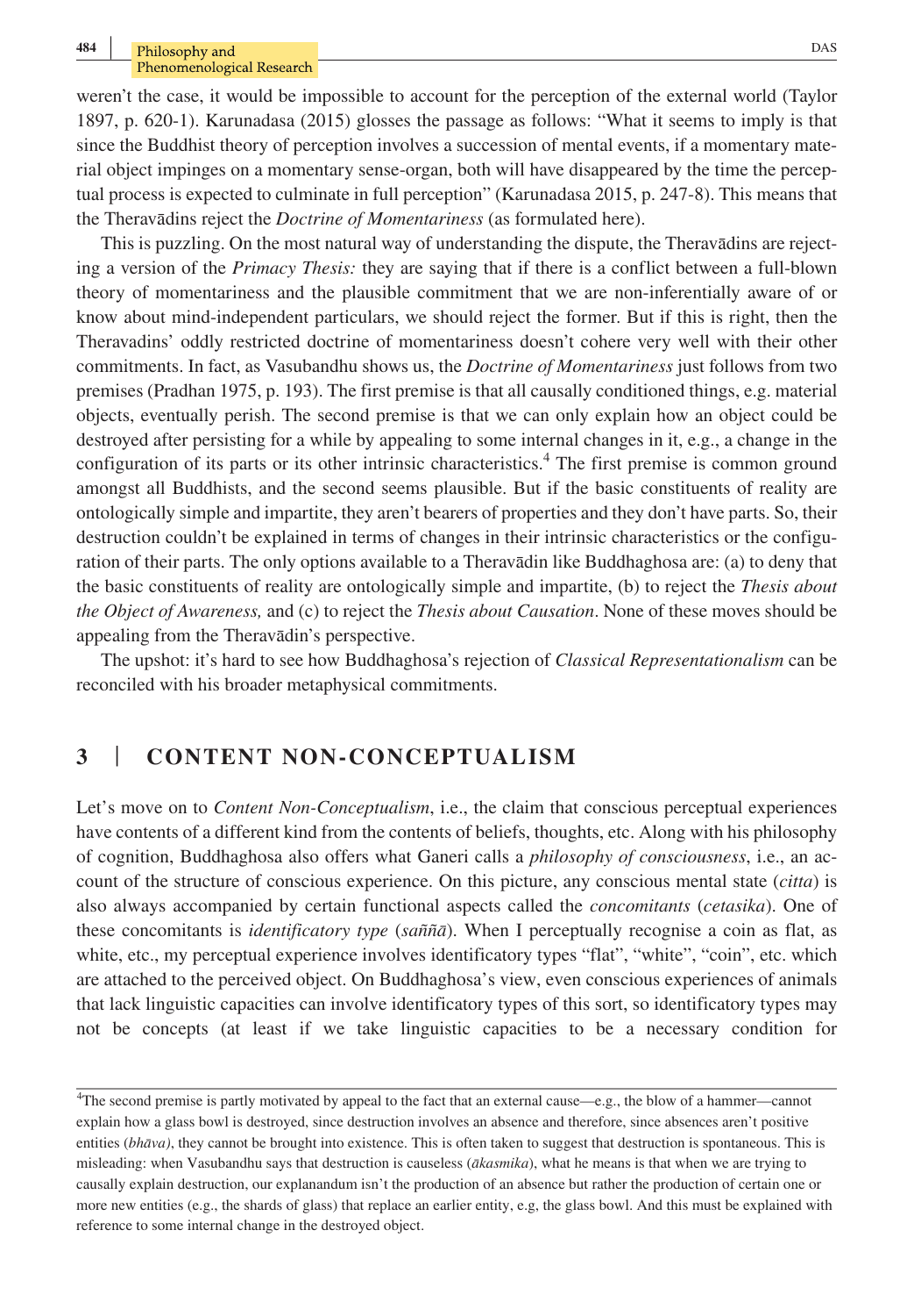weren't the case, it would be impossible to account for the perception of the external world (Taylor 1897, p. 620-1). Karunadasa (2015) glosses the passage as follows: "What it seems to imply is that since the Buddhist theory of perception involves a succession of mental events, if a momentary material object impinges on a momentary sense-organ, both will have disappeared by the time the perceptual process is expected to culminate in full perception" (Karunadasa 2015, p. 247-8). This means that the Theravādins reject the *Doctrine of Momentariness* (as formulated here).

This is puzzling. On the most natural way of understanding the dispute, the Theravādins are rejecting a version of the *Primacy Thesis:* they are saying that if there is a conflict between a full-blown theory of momentariness and the plausible commitment that we are non-inferentially aware of or know about mind-independent particulars, we should reject the former. But if this is right, then the Theravadins' oddly restricted doctrine of momentariness doesn't cohere very well with their other commitments. In fact, as Vasubandhu shows us, the *Doctrine of Momentariness* just follows from two premises (Pradhan 1975, p. 193). The first premise is that all causally conditioned things, e.g. material objects, eventually perish. The second premise is that we can only explain how an object could be destroyed after persisting for a while by appealing to some internal changes in it, e.g., a change in the configuration of its parts or its other intrinsic characteristics.[4] The first premise is common ground amongst all Buddhists, and the second seems plausible. But if the basic constituents of reality are ontologically simple and impartite, they aren't bearers of properties and they don't have parts. So, their destruction couldn't be explained in terms of changes in their intrinsic characteristics or the configuration of their parts. The only options available to a Theravādin like Buddhaghosa are: (a) to deny that the basic constituents of reality are ontologically simple and impartite, (b) to reject the *Thesis about the Object of Awareness,* and (c) to reject the *Thesis about Causation*. None of these moves should be appealing from the Theravādin's perspective.

The upshot: it's hard to see how Buddhaghosa's rejection of *Classical Representationalism* can be reconciled with his broader metaphysical commitments.

## 3 | CONTENT NON-CONCEPTUALISM

Let's move on to *Content Non-Conceptualism*, i.e., the claim that conscious perceptual experiences have contents of a different kind from the contents of beliefs, thoughts, etc. Along with his philosophy of cognition, Buddhaghosa also offers what Ganeri calls a *philosophy of consciousness*, i.e., an account of the structure of conscious experience. On this picture, any conscious mental state (*citta*) is also always accompanied by certain functional aspects called the *concomitants* (*cetasika*). One of these concomitants is *identificatory type* (*saññā*). When I perceptually recognise a coin as flat, as white, etc., my perceptual experience involves identificatory types "flat", "white", "coin", etc. which are attached to the perceived object. On Buddhaghosa's view, even conscious experiences of animals that lack linguistic capacities can involve identificatory types of this sort, so identificatory types may not be concepts (at least if we take linguistic capacities to be a necessary condition for

[4] The second premise is partly motivated by appeal to the fact that an external cause—e.g., the blow of a hammer—cannot explain how a glass bowl is destroyed, since destruction involves an absence and therefore, since absences aren't positive entities (*bhāva)*, they cannot be brought into existence. This is often taken to suggest that destruction is spontaneous. This is misleading: when Vasubandhu says that destruction is causeless (*ākasmika*), what he means is that when we are trying to causally explain destruction, our explanandum isn't the production of an absence but rather the production of certain one or more new entities (e.g., the shards of glass) that replace an earlier entity, e.g, the glass bowl. And this must be explained with reference to some internal change in the destroyed object.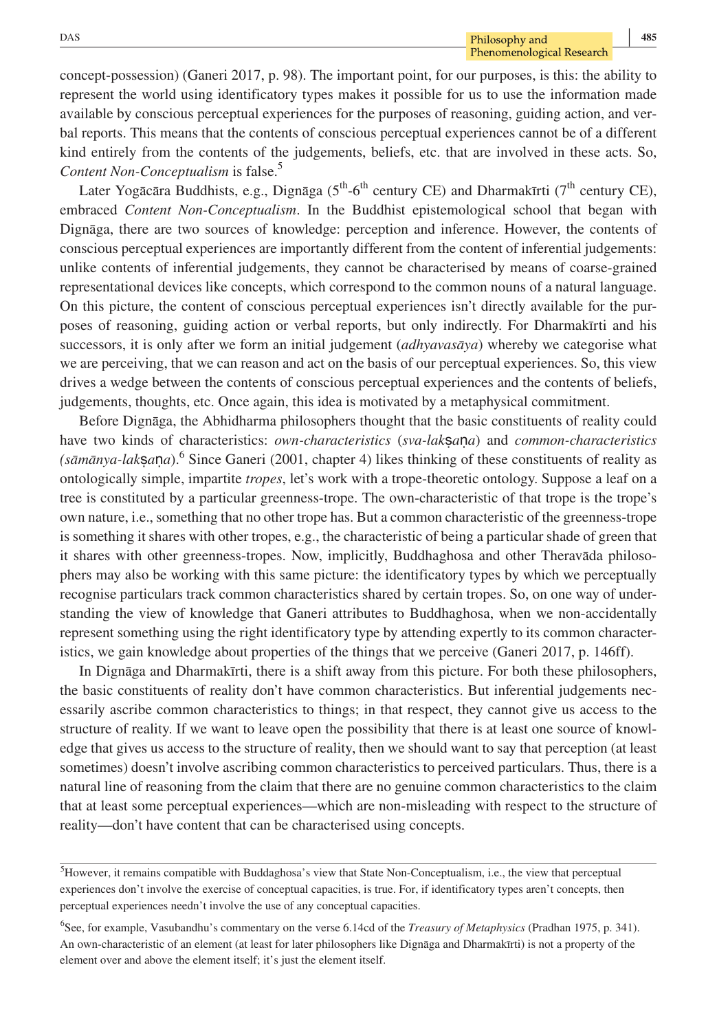concept-possession) (Ganeri 2017, p. 98). The important point, for our purposes, is this: the ability to represent the world using identificatory types makes it possible for us to use the information made available by conscious perceptual experiences for the purposes of reasoning, guiding action, and verbal reports. This means that the contents of conscious perceptual experiences cannot be of a different kind entirely from the contents of the judgements, beliefs, etc. that are involved in these acts. So, *Content Non-Conceptualism* is false.[5]

Later Yogācāra Buddhists, e.g., Dignāga (5th-6th century CE) and Dharmakīrti (7th century CE), embraced *Content Non-Conceptualism*. In the Buddhist epistemological school that began with Dignāga, there are two sources of knowledge: perception and inference. However, the contents of conscious perceptual experiences are importantly different from the content of inferential judgements: unlike contents of inferential judgements, they cannot be characterised by means of coarse-grained representational devices like concepts, which correspond to the common nouns of a natural language. On this picture, the content of conscious perceptual experiences isn't directly available for the purposes of reasoning, guiding action or verbal reports, but only indirectly. For Dharmakīrti and his successors, it is only after we form an initial judgement (*adhyavasāya*) whereby we categorise what we are perceiving, that we can reason and act on the basis of our perceptual experiences. So, this view drives a wedge between the contents of conscious perceptual experiences and the contents of beliefs, judgements, thoughts, etc. Once again, this idea is motivated by a metaphysical commitment.

Before Dignāga, the Abhidharma philosophers thought that the basic constituents of reality could have two kinds of characteristics: *own-characteristics* (*sva-lakṣaṇa*) and *common-characteristics (sāmānya-lakṣaṇa*).[6] Since Ganeri (2001, chapter 4) likes thinking of these constituents of reality as ontologically simple, impartite *tropes*, let's work with a trope-theoretic ontology. Suppose a leaf on a tree is constituted by a particular greenness-trope. The own-characteristic of that trope is the trope's own nature, i.e., something that no other trope has. But a common characteristic of the greenness-trope is something it shares with other tropes, e.g., the characteristic of being a particular shade of green that it shares with other greenness-tropes. Now, implicitly, Buddhaghosa and other Theravāda philosophers may also be working with this same picture: the identificatory types by which we perceptually recognise particulars track common characteristics shared by certain tropes. So, on one way of understanding the view of knowledge that Ganeri attributes to Buddhaghosa, when we non-accidentally represent something using the right identificatory type by attending expertly to its common characteristics, we gain knowledge about properties of the things that we perceive (Ganeri 2017, p. 146ff).

In Dignāga and Dharmakīrti, there is a shift away from this picture. For both these philosophers, the basic constituents of reality don't have common characteristics. But inferential judgements necessarily ascribe common characteristics to things; in that respect, they cannot give us access to the structure of reality. If we want to leave open the possibility that there is at least one source of knowledge that gives us access to the structure of reality, then we should want to say that perception (at least sometimes) doesn't involve ascribing common characteristics to perceived particulars. Thus, there is a natural line of reasoning from the claim that there are no genuine common characteristics to the claim that at least some perceptual experiences—which are non-misleading with respect to the structure of reality—don't have content that can be characterised using concepts.

---

[5]However, it remains compatible with Buddhaghosa's view that State Non-Conceptualism, i.e., the view that perceptual experiences don't involve the exercise of conceptual capacities, is true. For, if identificatory types aren't concepts, then perceptual experiences needn't involve the use of any conceptual capacities.

[6]See, for example, Vasubandhu's commentary on the verse 6.14cd of the *Treasury of Metaphysics* (Pradhan 1975, p. 341). An own-characteristic of an element (at least for later philosophers like Dignāga and Dharmakīrti) is not a property of the element over and above the element itself; it's just the element itself.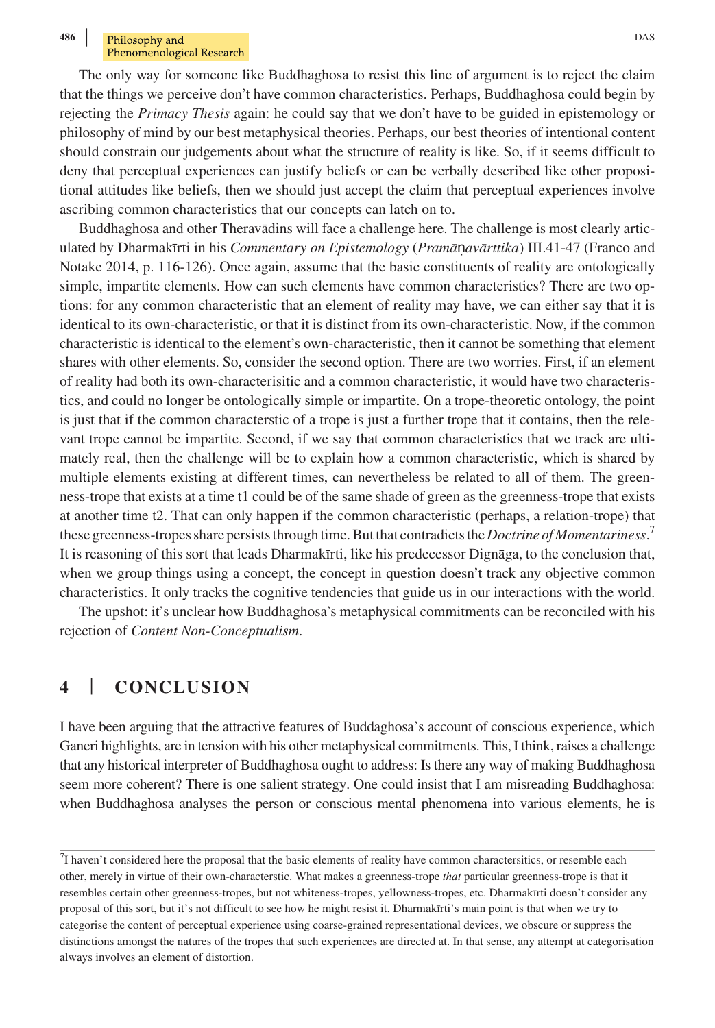The only way for someone like Buddhaghosa to resist this line of argument is to reject the claim that the things we perceive don't have common characteristics. Perhaps, Buddhaghosa could begin by rejecting the *Primacy Thesis* again: he could say that we don't have to be guided in epistemology or philosophy of mind by our best metaphysical theories. Perhaps, our best theories of intentional content should constrain our judgements about what the structure of reality is like. So, if it seems difficult to deny that perceptual experiences can justify beliefs or can be verbally described like other propositional attitudes like beliefs, then we should just accept the claim that perceptual experiences involve ascribing common characteristics that our concepts can latch on to.

Buddhaghosa and other Theravādins will face a challenge here. The challenge is most clearly articulated by Dharmakīrti in his *Commentary on Epistemology* (*Pramāṇavārttika*) III.41-47 (Franco and Notake 2014, p. 116-126). Once again, assume that the basic constituents of reality are ontologically simple, impartite elements. How can such elements have common characteristics? There are two options: for any common characteristic that an element of reality may have, we can either say that it is identical to its own-characteristic, or that it is distinct from its own-characteristic. Now, if the common characteristic is identical to the element's own-characteristic, then it cannot be something that element shares with other elements. So, consider the second option. There are two worries. First, if an element of reality had both its own-characterisitic and a common characteristic, it would have two characteristics, and could no longer be ontologically simple or impartite. On a trope-theoretic ontology, the point is just that if the common characterstic of a trope is just a further trope that it contains, then the relevant trope cannot be impartite. Second, if we say that common characteristics that we track are ultimately real, then the challenge will be to explain how a common characteristic, which is shared by multiple elements existing at different times, can nevertheless be related to all of them. The greenness-trope that exists at a time t1 could be of the same shade of green as the greenness-trope that exists at another time t2. That can only happen if the common characteristic (perhaps, a relation-trope) that these greenness-tropes share persists through time. But that contradicts the *Doctrine of Momentariness*.[7] It is reasoning of this sort that leads Dharmakīrti, like his predecessor Dignāga, to the conclusion that, when we group things using a concept, the concept in question doesn't track any objective common characteristics. It only tracks the cognitive tendencies that guide us in our interactions with the world.

The upshot: it's unclear how Buddhaghosa's metaphysical commitments can be reconciled with his rejection of *Content Non-Conceptualism*.

## 4 | CONCLUSION

I have been arguing that the attractive features of Buddaghosa's account of conscious experience, which Ganeri highlights, are in tension with his other metaphysical commitments. This, I think, raises a challenge that any historical interpreter of Buddhaghosa ought to address: Is there any way of making Buddhaghosa seem more coherent? There is one salient strategy. One could insist that I am misreading Buddhaghosa: when Buddhaghosa analyses the person or conscious mental phenomena into various elements, he is

[7] I haven't considered here the proposal that the basic elements of reality have common charactersitics, or resemble each other, merely in virtue of their own-characterstic. What makes a greenness-trope *that* particular greenness-trope is that it resembles certain other greenness-tropes, but not whiteness-tropes, yellowness-tropes, etc. Dharmakīrti doesn't consider any proposal of this sort, but it's not difficult to see how he might resist it. Dharmakīrti's main point is that when we try to categorise the content of perceptual experience using coarse-grained representational devices, we obscure or suppress the distinctions amongst the natures of the tropes that such experiences are directed at. In that sense, any attempt at categorisation always involves an element of distortion.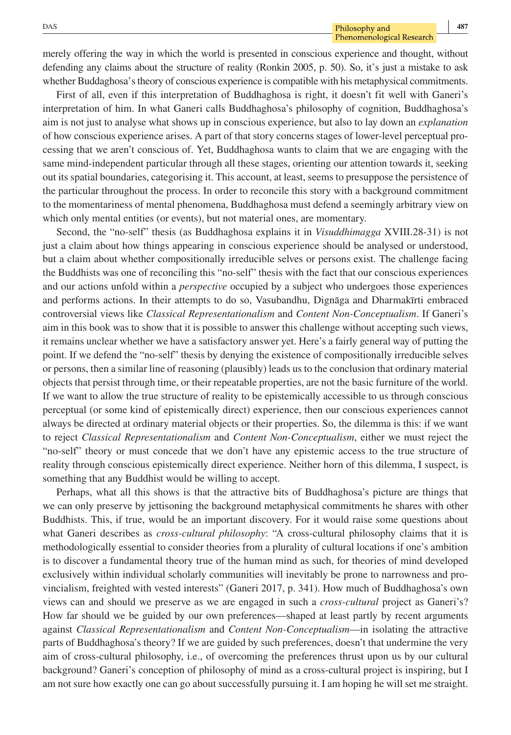merely offering the way in which the world is presented in conscious experience and thought, without defending any claims about the structure of reality (Ronkin 2005, p. 50). So, it's just a mistake to ask whether Buddaghosa's theory of conscious experience is compatible with his metaphysical commitments.

First of all, even if this interpretation of Buddhaghosa is right, it doesn't fit well with Ganeri's interpretation of him. In what Ganeri calls Buddhaghosa's philosophy of cognition, Buddhaghosa's aim is not just to analyse what shows up in conscious experience, but also to lay down an *explanation* of how conscious experience arises. A part of that story concerns stages of lower-level perceptual processing that we aren't conscious of. Yet, Buddhaghosa wants to claim that we are engaging with the same mind-independent particular through all these stages, orienting our attention towards it, seeking out its spatial boundaries, categorising it. This account, at least, seems to presuppose the persistence of the particular throughout the process. In order to reconcile this story with a background commitment to the momentariness of mental phenomena, Buddhaghosa must defend a seemingly arbitrary view on which only mental entities (or events), but not material ones, are momentary.

Second, the "no-self" thesis (as Buddhaghosa explains it in *Visuddhimagga* XVIII.28-31) is not just a claim about how things appearing in conscious experience should be analysed or understood, but a claim about whether compositionally irreducible selves or persons exist. The challenge facing the Buddhists was one of reconciling this "no-self" thesis with the fact that our conscious experiences and our actions unfold within a *perspective* occupied by a subject who undergoes those experiences and performs actions. In their attempts to do so, Vasubandhu, Dignāga and Dharmakīrti embraced controversial views like *Classical Representationalism* and *Content Non-Conceptualism*. If Ganeri's aim in this book was to show that it is possible to answer this challenge without accepting such views, it remains unclear whether we have a satisfactory answer yet. Here's a fairly general way of putting the point. If we defend the "no-self" thesis by denying the existence of compositionally irreducible selves or persons, then a similar line of reasoning (plausibly) leads us to the conclusion that ordinary material objects that persist through time, or their repeatable properties, are not the basic furniture of the world. If we want to allow the true structure of reality to be epistemically accessible to us through conscious perceptual (or some kind of epistemically direct) experience, then our conscious experiences cannot always be directed at ordinary material objects or their properties. So, the dilemma is this: if we want to reject *Classical Representationalism* and *Content Non-Conceptualism*, either we must reject the "no-self" theory or must concede that we don't have any epistemic access to the true structure of reality through conscious epistemically direct experience. Neither horn of this dilemma, I suspect, is something that any Buddhist would be willing to accept.

Perhaps, what all this shows is that the attractive bits of Buddhaghosa's picture are things that we can only preserve by jettisoning the background metaphysical commitments he shares with other Buddhists. This, if true, would be an important discovery. For it would raise some questions about what Ganeri describes as *cross-cultural philosophy*: "A cross-cultural philosophy claims that it is methodologically essential to consider theories from a plurality of cultural locations if one's ambition is to discover a fundamental theory true of the human mind as such, for theories of mind developed exclusively within individual scholarly communities will inevitably be prone to narrowness and provincialism, freighted with vested interests" (Ganeri 2017, p. 341). How much of Buddhaghosa's own views can and should we preserve as we are engaged in such a *cross-cultural* project as Ganeri's? How far should we be guided by our own preferences—shaped at least partly by recent arguments against *Classical Representationalism* and *Content Non-Conceptualism*—in isolating the attractive parts of Buddhaghosa's theory? If we are guided by such preferences, doesn't that undermine the very aim of cross-cultural philosophy, i.e., of overcoming the preferences thrust upon us by our cultural background? Ganeri's conception of philosophy of mind as a cross-cultural project is inspiring, but I am not sure how exactly one can go about successfully pursuing it. I am hoping he will set me straight.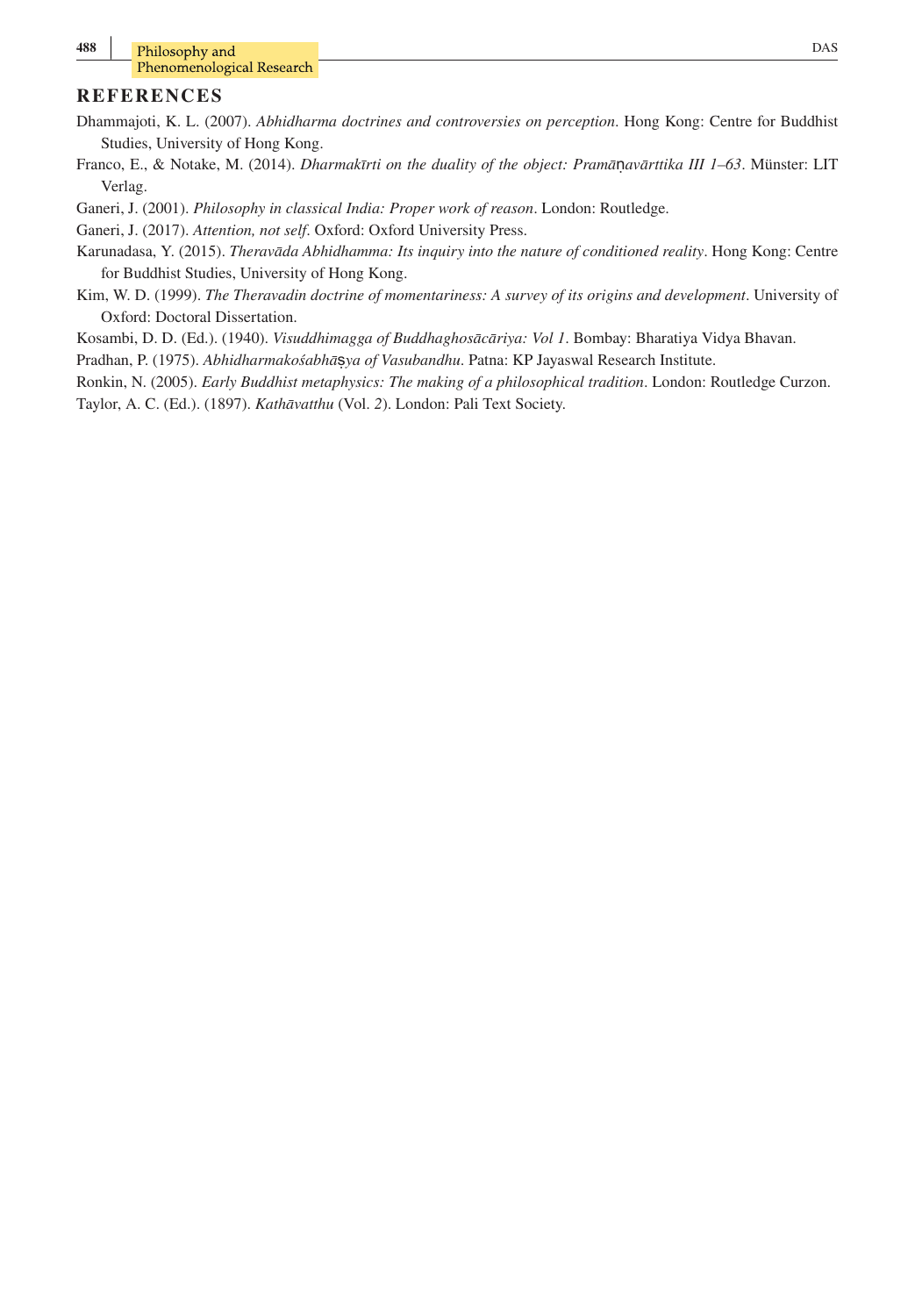## REFERENCES

Dhammajoti, K. L. (2007). *Abhidharma doctrines and controversies on perception*. Hong Kong: Centre for Buddhist Studies, University of Hong Kong.

Franco, E., & Notake, M. (2014). *Dharmakīrti on the duality of the object: Pramāṇavārttika III 1–63*. Münster: LIT Verlag.

Ganeri, J. (2001). *Philosophy in classical India: Proper work of reason*. London: Routledge.

Ganeri, J. (2017). *Attention, not self*. Oxford: Oxford University Press.

Karunadasa, Y. (2015). *Theravāda Abhidhamma: Its inquiry into the nature of conditioned reality*. Hong Kong: Centre for Buddhist Studies, University of Hong Kong.

Kim, W. D. (1999). *The Theravadin doctrine of momentariness: A survey of its origins and development*. University of Oxford: Doctoral Dissertation.

Kosambi, D. D. (Ed.). (1940). *Visuddhimagga of Buddhaghosācāriya: Vol 1*. Bombay: Bharatiya Vidya Bhavan.

Pradhan, P. (1975). *Abhidharmakośabhāṣya of Vasubandhu*. Patna: KP Jayaswal Research Institute.

Ronkin, N. (2005). *Early Buddhist metaphysics: The making of a philosophical tradition*. London: Routledge Curzon.

Taylor, A. C. (Ed.). (1897). *Kathāvatthu* (Vol. 2). London: Pali Text Society.